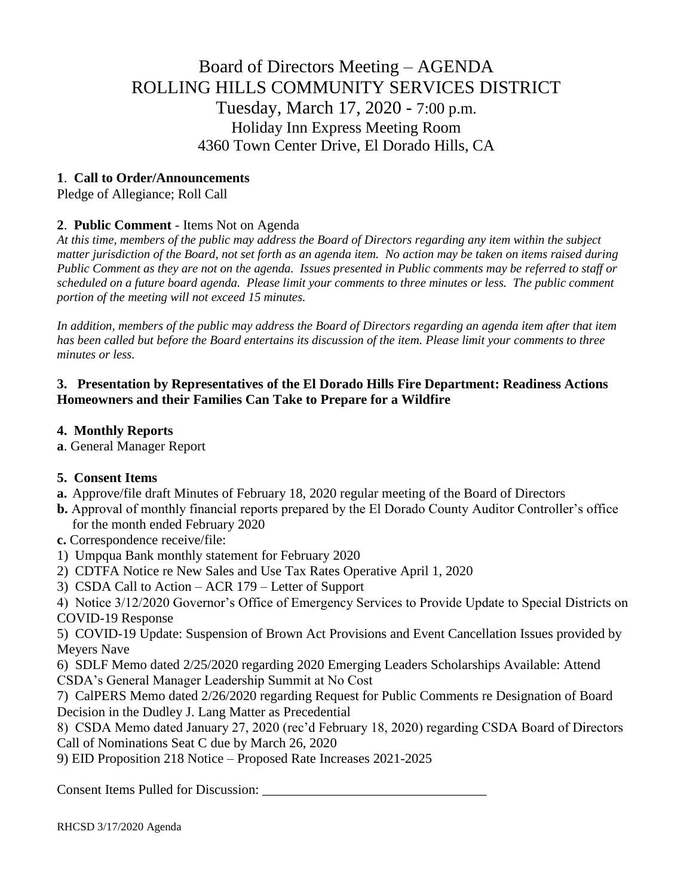# Board of Directors Meeting – AGENDA
# ROLLING HILLS COMMUNITY SERVICES DISTRICT
## Tuesday, March 17, 2020 - 7:00 p.m.
### Holiday Inn Express Meeting Room
### 4360 Town Center Drive, El Dorado Hills, CA

**1**. **Call to Order/Announcements**

Pledge of Allegiance; Roll Call

**2**. **Public Comment** - Items Not on Agenda

*At this time, members of the public may address the Board of Directors regarding any item within the subject matter jurisdiction of the Board, not set forth as an agenda item. No action may be taken on items raised during Public Comment as they are not on the agenda. Issues presented in Public comments may be referred to staff or scheduled on a future board agenda. Please limit your comments to three minutes or less. The public comment portion of the meeting will not exceed 15 minutes.*

*In addition, members of the public may address the Board of Directors regarding an agenda item after that item has been called but before the Board entertains its discussion of the item. Please limit your comments to three minutes or less.*

**3. Presentation by Representatives of the El Dorado Hills Fire Department: Readiness Actions Homeowners and their Families Can Take to Prepare for a Wildfire**

**4. Monthly Reports**

**a**. General Manager Report

**5. Consent Items**

**a.** Approve/file draft Minutes of February 18, 2020 regular meeting of the Board of Directors

**b.** Approval of monthly financial reports prepared by the El Dorado County Auditor Controller's office for the month ended February 2020

**c.** Correspondence receive/file:

1) Umpqua Bank monthly statement for February 2020
2) CDTFA Notice re New Sales and Use Tax Rates Operative April 1, 2020
3) CSDA Call to Action – ACR 179 – Letter of Support
4) Notice 3/12/2020 Governor's Office of Emergency Services to Provide Update to Special Districts on COVID-19 Response
5) COVID-19 Update: Suspension of Brown Act Provisions and Event Cancellation Issues provided by Meyers Nave
6) SDLF Memo dated 2/25/2020 regarding 2020 Emerging Leaders Scholarships Available: Attend CSDA's General Manager Leadership Summit at No Cost
7) CalPERS Memo dated 2/26/2020 regarding Request for Public Comments re Designation of Board Decision in the Dudley J. Lang Matter as Precedential
8) CSDA Memo dated January 27, 2020 (rec'd February 18, 2020) regarding CSDA Board of Directors Call of Nominations Seat C due by March 26, 2020
9) EID Proposition 218 Notice – Proposed Rate Increases 2021-2025

Consent Items Pulled for Discussion: ________________________________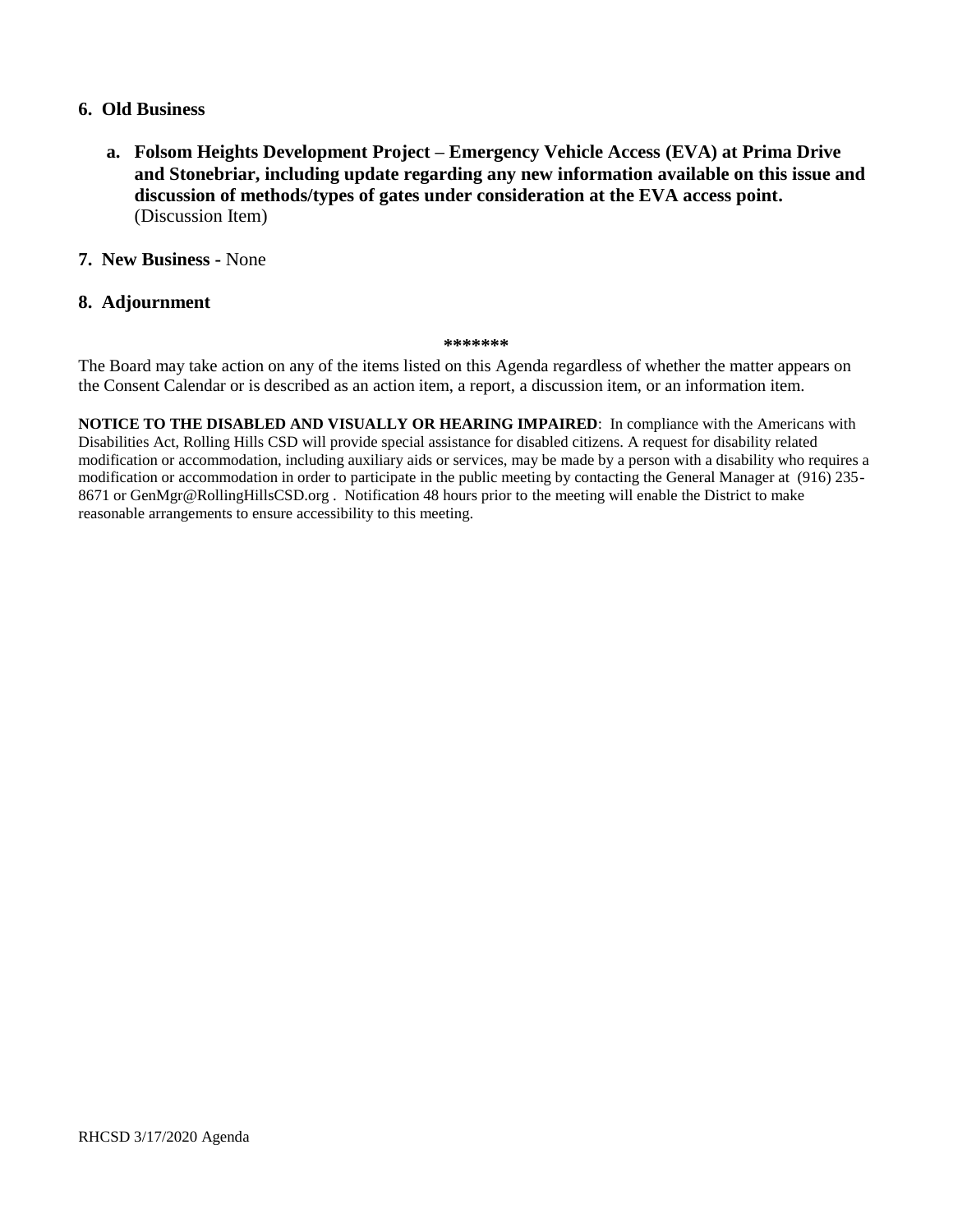**6. Old Business**

**a. Folsom Heights Development Project – Emergency Vehicle Access (EVA) at Prima Drive and Stonebriar, including update regarding any new information available on this issue and discussion of methods/types of gates under consideration at the EVA access point.** (Discussion Item)

**7. New Business** - None

**8. Adjournment**

**\*\*\*\*\*\*\***

The Board may take action on any of the items listed on this Agenda regardless of whether the matter appears on the Consent Calendar or is described as an action item, a report, a discussion item, or an information item.

**NOTICE TO THE DISABLED AND VISUALLY OR HEARING IMPAIRED**: In compliance with the Americans with Disabilities Act, Rolling Hills CSD will provide special assistance for disabled citizens. A request for disability related modification or accommodation, including auxiliary aids or services, may be made by a person with a disability who requires a modification or accommodation in order to participate in the public meeting by contacting the General Manager at (916) 235-8671 or GenMgr@RollingHillsCSD.org . Notification 48 hours prior to the meeting will enable the District to make reasonable arrangements to ensure accessibility to this meeting.